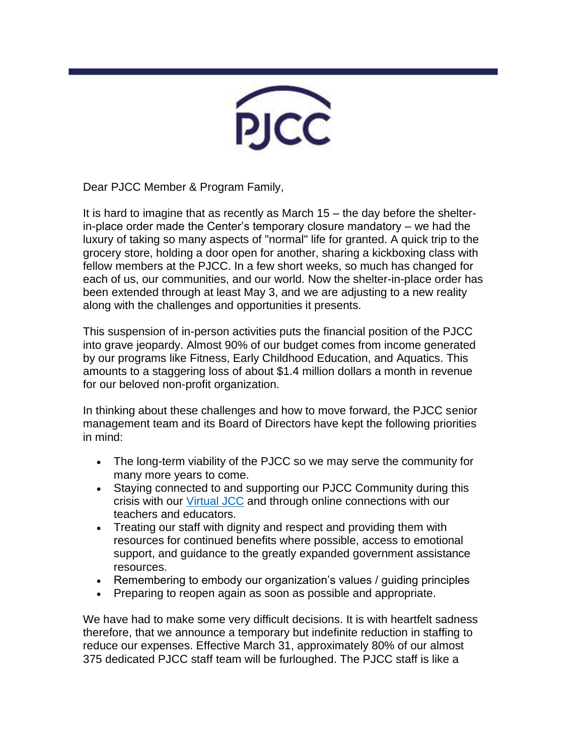PJCC

Dear PJCC Member & Program Family,

It is hard to imagine that as recently as March 15 – the day before the shelter-in-place order made the Center's temporary closure mandatory – we had the luxury of taking so many aspects of "normal" life for granted. A quick trip to the grocery store, holding a door open for another, sharing a kickboxing class with fellow members at the PJCC. In a few short weeks, so much has changed for each of us, our communities, and our world. Now the shelter-in-place order has been extended through at least May 3, and we are adjusting to a new reality along with the challenges and opportunities it presents.

This suspension of in-person activities puts the financial position of the PJCC into grave jeopardy. Almost 90% of our budget comes from income generated by our programs like Fitness, Early Childhood Education, and Aquatics. This amounts to a staggering loss of about $1.4 million dollars a month in revenue for our beloved non-profit organization.

In thinking about these challenges and how to move forward, the PJCC senior management team and its Board of Directors have kept the following priorities in mind:

- The long-term viability of the PJCC so we may serve the community for many more years to come.
- Staying connected to and supporting our PJCC Community during this crisis with our Virtual JCC and through online connections with our teachers and educators.
- Treating our staff with dignity and respect and providing them with resources for continued benefits where possible, access to emotional support, and guidance to the greatly expanded government assistance resources.
- Remembering to embody our organization's values / guiding principles
- Preparing to reopen again as soon as possible and appropriate.

We have had to make some very difficult decisions. It is with heartfelt sadness therefore, that we announce a temporary but indefinite reduction in staffing to reduce our expenses. Effective March 31, approximately 80% of our almost 375 dedicated PJCC staff team will be furloughed. The PJCC staff is like a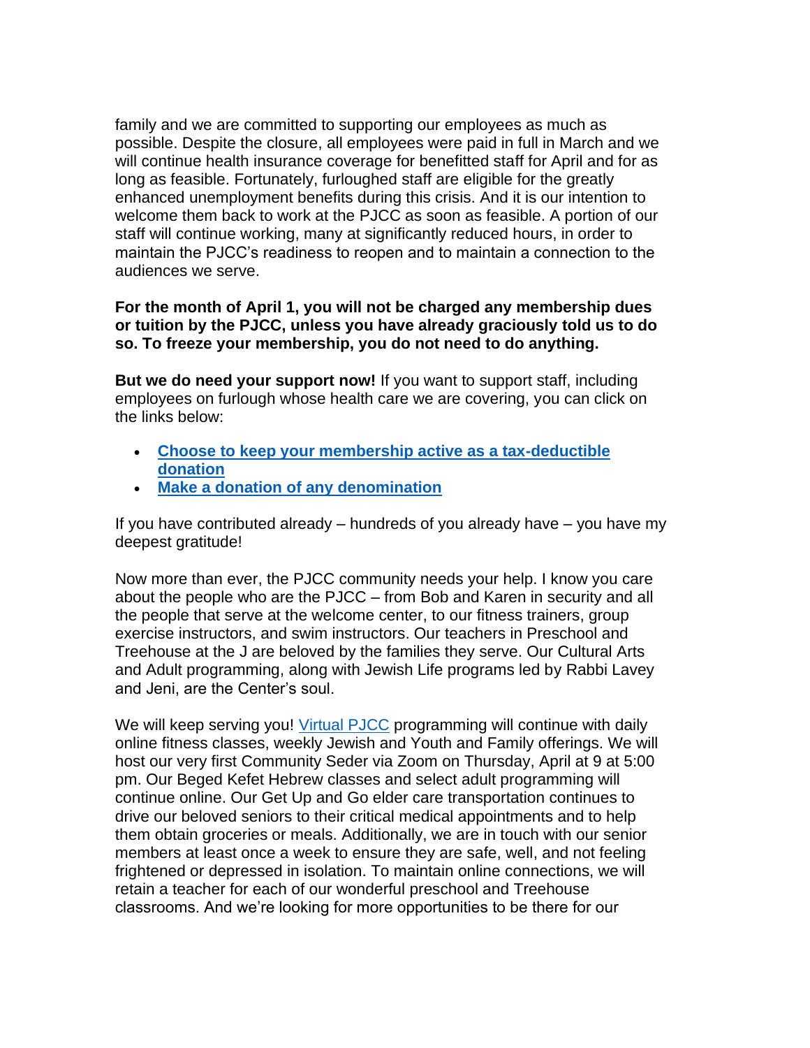family and we are committed to supporting our employees as much as possible. Despite the closure, all employees were paid in full in March and we will continue health insurance coverage for benefitted staff for April and for as long as feasible. Fortunately, furloughed staff are eligible for the greatly enhanced unemployment benefits during this crisis. And it is our intention to welcome them back to work at the PJCC as soon as feasible. A portion of our staff will continue working, many at significantly reduced hours, in order to maintain the PJCC's readiness to reopen and to maintain a connection to the audiences we serve.

**For the month of April 1, you will not be charged any membership dues or tuition by the PJCC, unless you have already graciously told us to do so. To freeze your membership, you do not need to do anything.**

**But we do need your support now!** If you want to support staff, including employees on furlough whose health care we are covering, you can click on the links below:

- **Choose to keep your membership active as a tax-deductible donation**
- **Make a donation of any denomination**

If you have contributed already – hundreds of you already have – you have my deepest gratitude!

Now more than ever, the PJCC community needs your help. I know you care about the people who are the PJCC – from Bob and Karen in security and all the people that serve at the welcome center, to our fitness trainers, group exercise instructors, and swim instructors. Our teachers in Preschool and Treehouse at the J are beloved by the families they serve. Our Cultural Arts and Adult programming, along with Jewish Life programs led by Rabbi Lavey and Jeni, are the Center's soul.

We will keep serving you! Virtual PJCC programming will continue with daily online fitness classes, weekly Jewish and Youth and Family offerings. We will host our very first Community Seder via Zoom on Thursday, April at 9 at 5:00 pm. Our Beged Kefet Hebrew classes and select adult programming will continue online. Our Get Up and Go elder care transportation continues to drive our beloved seniors to their critical medical appointments and to help them obtain groceries or meals. Additionally, we are in touch with our senior members at least once a week to ensure they are safe, well, and not feeling frightened or depressed in isolation. To maintain online connections, we will retain a teacher for each of our wonderful preschool and Treehouse classrooms. And we're looking for more opportunities to be there for our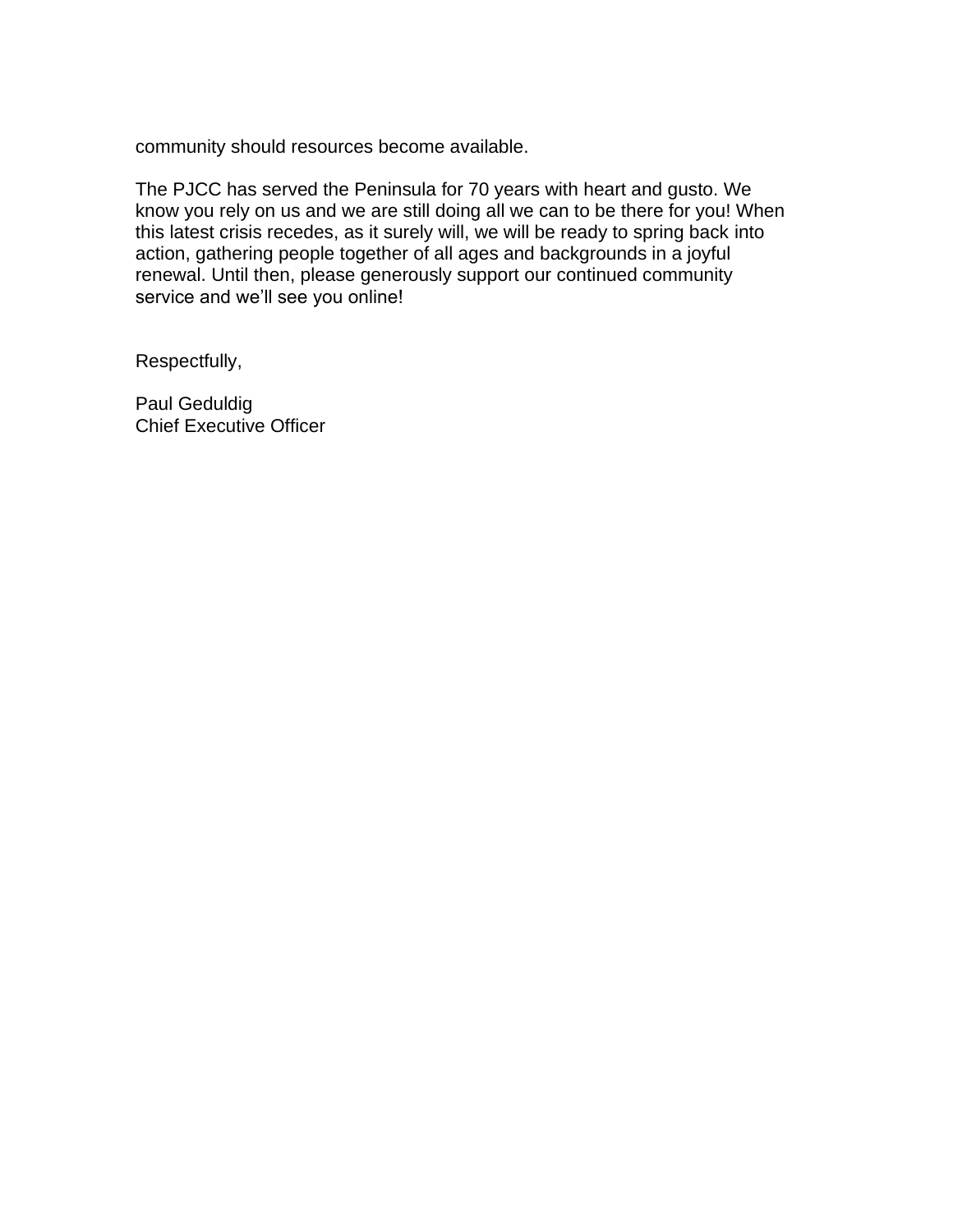community should resources become available.

The PJCC has served the Peninsula for 70 years with heart and gusto. We know you rely on us and we are still doing all we can to be there for you! When this latest crisis recedes, as it surely will, we will be ready to spring back into action, gathering people together of all ages and backgrounds in a joyful renewal. Until then, please generously support our continued community service and we'll see you online!

Respectfully,

Paul Geduldig
Chief Executive Officer